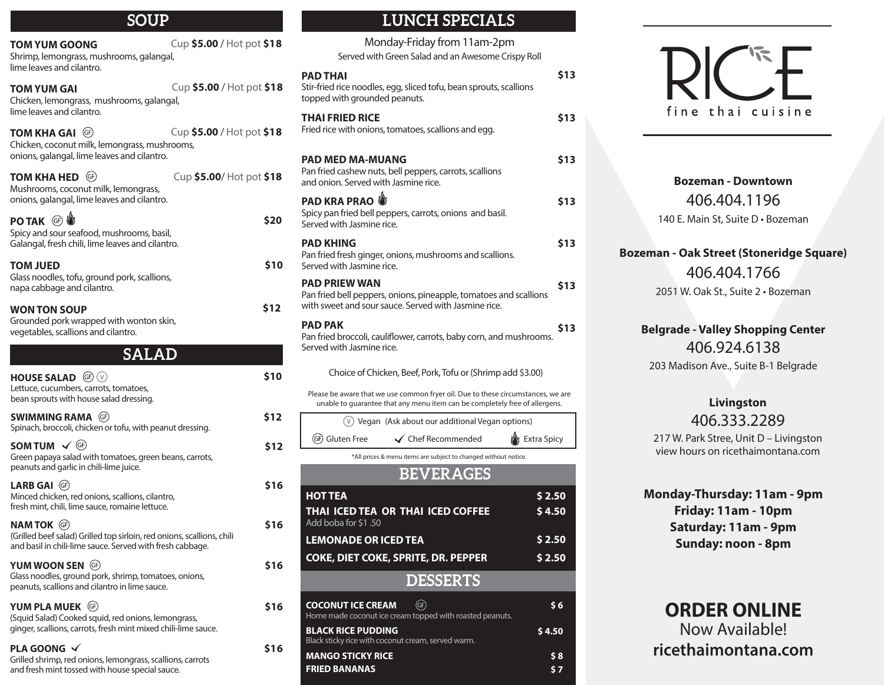## SOUP

**TOM YUM GOONG** Cup **$5.00** / Hot pot **$18**
Shrimp, lemongrass, mushrooms, galangal, lime leaves and cilantro.

**TOM YUM GAI** Cup **$5.00** / Hot pot **$18**
Chicken, lemongrass, mushrooms, galangal, lime leaves and cilantro.

**TOM KHA GAI** (GF) Cup **$5.00** / Hot pot **$18**
Chicken, coconut milk, lemongrass, mushrooms, onions, galangal, lime leaves and cilantro.

**TOM KHA HED** (GF) Cup **$5.00**/ Hot pot **$18**
Mushrooms, coconut milk, lemongrass, onions, galangal, lime leaves and cilantro.

**PO TAK** (GF) (Extra Spicy) **$20**
Spicy and sour seafood, mushrooms, basil, Galangal, fresh chili, lime leaves and cilantro.

**TOM JUED** **$10**
Glass noodles, tofu, ground pork, scallions, napa cabbage and cilantro.

**WON TON SOUP** **$12**
Grounded pork wrapped with wonton skin, vegetables, scallions and cilantro.

## SALAD

**HOUSE SALAD** (GF) (V) **$10**
Lettuce, cucumbers, carrots, tomatoes, bean sprouts with house salad dressing.

**SWIMMING RAMA** (GF) **$12**
Spinach, broccoli, chicken or tofu, with peanut dressing.

**SOM TUM** ✓ (GF) **$12**
Green papaya salad with tomatoes, green beans, carrots, peanuts and garlic in chili-lime juice.

**LARB GAI** (GF) **$16**
Minced chicken, red onions, scallions, cilantro, fresh mint, chili, lime sauce, romaine lettuce.

**NAM TOK** (GF) **$16**
(Grilled beef salad) Grilled top sirloin, red onions, scallions, chili and basil in chili-lime sauce. Served with fresh cabbage.

**YUM WOON SEN** (GF) **$16**
Glass noodles, ground pork, shrimp, tomatoes, onions, peanuts, scallions and cilantro in lime sauce.

**YUM PLA MUEK** (GF) **$16**
(Squid Salad) Cooked squid, red onions, lemongrass, ginger, scallions, carrots, fresh mint mixed chili-lime sauce.

**PLA GOONG** ✓ **$16**
Grilled shrimp, red onions, lemongrass, scallions, carrots and fresh mint tossed with house special sauce.

## LUNCH SPECIALS

Monday-Friday from 11am-2pm
Served with Green Salad and an Awesome Crispy Roll

**PAD THAI** **$13**
Stir-fried rice noodles, egg, sliced tofu, bean sprouts, scallions topped with grounded peanuts.

**THAI FRIED RICE** **$13**
Fried rice with onions, tomatoes, scallions and egg.

**PAD MED MA-MUANG** **$13**
Pan fried cashew nuts, bell peppers, carrots, scallions and onion. Served with Jasmine rice.

**PAD KRA PRAO** (Extra Spicy) **$13**
Spicy pan fried bell peppers, carrots, onions and basil. Served with Jasmine rice.

**PAD KHING** **$13**
Pan fried fresh ginger, onions, mushrooms and scallions. Served with Jasmine rice.

**PAD PRIEW WAN** **$13**
Pan fried bell peppers, onions, pineapple, tomatoes and scallions with sweet and sour sauce. Served with Jasmine rice.

**PAD PAK** **$13**
Pan fried broccoli, cauliflower, carrots, baby corn, and mushrooms. Served with Jasmine rice.

Choice of Chicken, Beef, Pork, Tofu or (Shrimp add $3.00)

Please be aware that we use common fryer oil. Due to these circumstances, we are unable to guarantee that any menu item can be completely free of allergens.

(V) Vegan (Ask about our additional Vegan options)
(GF) Gluten Free | ✓ Chef Recommended | Extra Spicy

*All prices & menu items are subject to changed without notice.

## BEVERAGES

| | |
|---|---|
| **HOT TEA** | **$ 2.50** |
| **THAI ICED TEA OR THAI ICED COFFEE** (Add boba for $1 .50) | **$ 4.50** |
| **LEMONADE OR ICED TEA** | **$ 2.50** |
| **COKE, DIET COKE, SPRITE, DR. PEPPER** | **$ 2.50** |

## DESSERTS

**COCONUT ICE CREAM** (GF) **$ 6**
Home made coconut ice cream topped with roasted peanuts.

**BLACK RICE PUDDING** **$ 4.50**
Black sticky rice with coconut cream, served warm.

**MANGO STICKY RICE** **$ 8**

**FRIED BANANAS** **$ 7**

# RICE
fine thai cuisine

**Bozeman - Downtown**
406.404.1196
140 E. Main St, Suite D • Bozeman

**Bozeman - Oak Street (Stoneridge Square)**
406.404.1766
2051 W. Oak St., Suite 2 • Bozeman

**Belgrade - Valley Shopping Center**
406.924.6138
203 Madison Ave., Suite B-1 Belgrade

**Livingston**
406.333.2289
217 W. Park Stree, Unit D – Livingston
view hours on ricethaimontana.com

**Monday-Thursday: 11am - 9pm**
**Friday: 11am - 10pm**
**Saturday: 11am - 9pm**
**Sunday: noon - 8pm**

**ORDER ONLINE**
Now Available!
**ricethaimontana.com**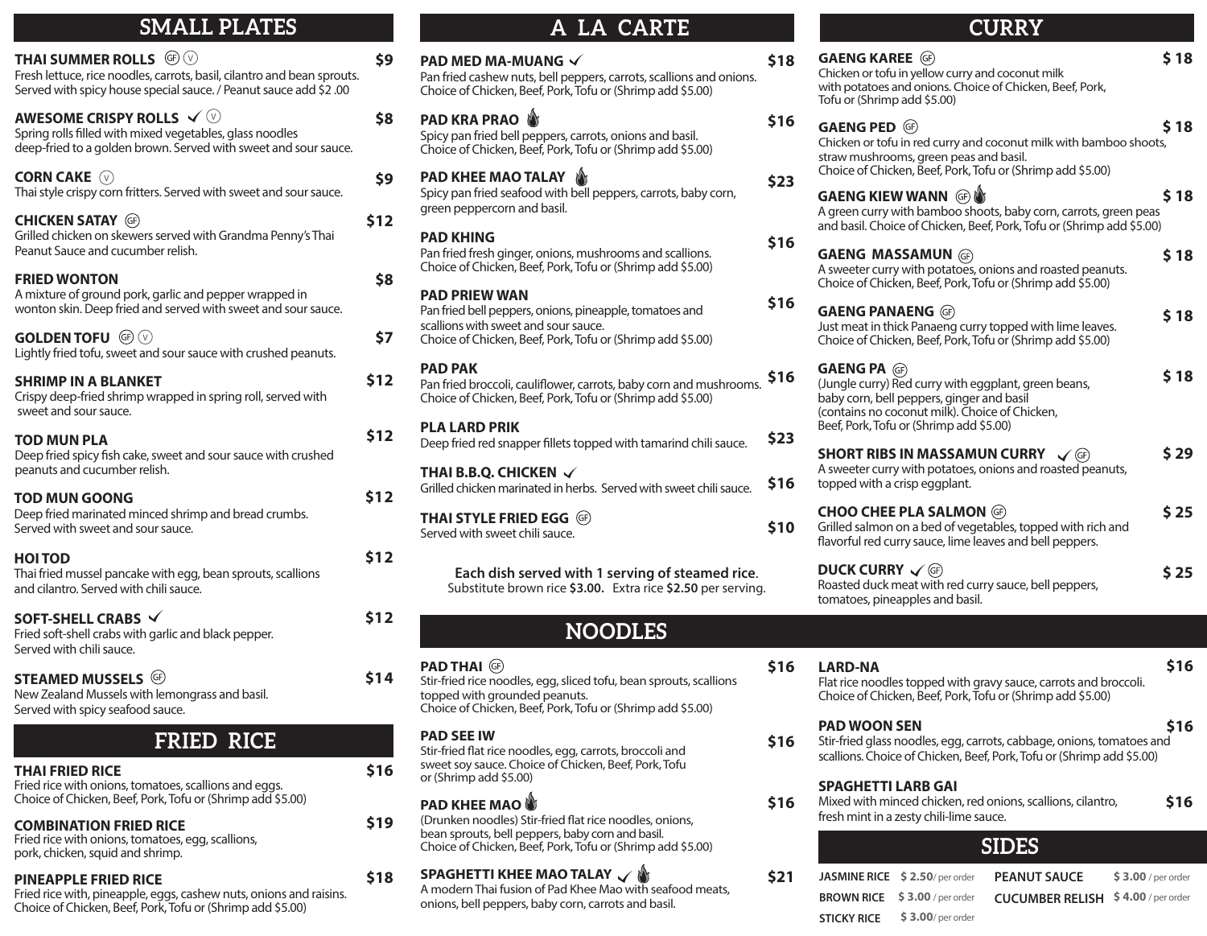## SMALL PLATES

**THAI SUMMER ROLLS** (GF) (V) — **$9**
Fresh lettuce, rice noodles, carrots, basil, cilantro and bean sprouts. Served with spicy house special sauce. / Peanut sauce add $2 .00

**AWESOME CRISPY ROLLS** ✓ (V) — **$8**
Spring rolls filled with mixed vegetables, glass noodles deep-fried to a golden brown. Served with sweet and sour sauce.

**CORN CAKE** (V) — **$9**
Thai style crispy corn fritters. Served with sweet and sour sauce.

**CHICKEN SATAY** (GF) — **$12**
Grilled chicken on skewers served with Grandma Penny's Thai Peanut Sauce and cucumber relish.

**FRIED WONTON** — **$8**
A mixture of ground pork, garlic and pepper wrapped in wonton skin. Deep fried and served with sweet and sour sauce.

**GOLDEN TOFU** (GF) (V) — **$7**
Lightly fried tofu, sweet and sour sauce with crushed peanuts.

**SHRIMP IN A BLANKET** — **$12**
Crispy deep-fried shrimp wrapped in spring roll, served with sweet and sour sauce.

**TOD MUN PLA** — **$12**
Deep fried spicy fish cake, sweet and sour sauce with crushed peanuts and cucumber relish.

**TOD MUN GOONG** — **$12**
Deep fried marinated minced shrimp and bread crumbs. Served with sweet and sour sauce.

**HOI TOD** — **$12**
Thai fried mussel pancake with egg, bean sprouts, scallions and cilantro. Served with chili sauce.

**SOFT-SHELL CRABS** ✓ — **$12**
Fried soft-shell crabs with garlic and black pepper. Served with chili sauce.

**STEAMED MUSSELS** (GF) — **$14**
New Zealand Mussels with lemongrass and basil. Served with spicy seafood sauce.

## FRIED RICE

**THAI FRIED RICE** — **$16**
Fried rice with onions, tomatoes, scallions and eggs. Choice of Chicken, Beef, Pork, Tofu or (Shrimp add $5.00)

**COMBINATION FRIED RICE** — **$19**
Fried rice with onions, tomatoes, egg, scallions, pork, chicken, squid and shrimp.

**PINEAPPLE FRIED RICE** — **$18**
Fried rice with, pineapple, eggs, cashew nuts, onions and raisins. Choice of Chicken, Beef, Pork, Tofu or (Shrimp add $5.00)

## A LA CARTE

**PAD MED MA-MUANG** ✓ — **$18**
Pan fried cashew nuts, bell peppers, carrots, scallions and onions. Choice of Chicken, Beef, Pork, Tofu or (Shrimp add $5.00)

**PAD KRA PRAO** 🔥 — **$16**
Spicy pan fried bell peppers, carrots, onions and basil. Choice of Chicken, Beef, Pork, Tofu or (Shrimp add $5.00)

**PAD KHEE MAO TALAY** 🔥 — **$23**
Spicy pan fried seafood with bell peppers, carrots, baby corn, green peppercorn and basil.

**PAD KHING** — **$16**
Pan fried fresh ginger, onions, mushrooms and scallions. Choice of Chicken, Beef, Pork, Tofu or (Shrimp add $5.00)

**PAD PRIEW WAN** — **$16**
Pan fried bell peppers, onions, pineapple, tomatoes and scallions with sweet and sour sauce. Choice of Chicken, Beef, Pork, Tofu or (Shrimp add $5.00)

**PAD PAK** — **$16**
Pan fried broccoli, cauliflower, carrots, baby corn and mushrooms. Choice of Chicken, Beef, Pork, Tofu or (Shrimp add $5.00)

**PLA LARD PRIK** — **$23**
Deep fried red snapper fillets topped with tamarind chili sauce.

**THAI B.B.Q. CHICKEN** ✓ — **$16**
Grilled chicken marinated in herbs. Served with sweet chili sauce.

**THAI STYLE FRIED EGG** (GF) — **$10**
Served with sweet chili sauce.

**Each dish served with 1 serving of steamed rice**.
Substitute brown rice **$3.00**. Extra rice **$2.50** per serving.

## CURRY

**GAENG KAREE** (GF) — **$ 18**
Chicken or tofu in yellow curry and coconut milk with potatoes and onions. Choice of Chicken, Beef, Pork, Tofu or (Shrimp add $5.00)

**GAENG PED** (GF) — **$ 18**
Chicken or tofu in red curry and coconut milk with bamboo shoots, straw mushrooms, green peas and basil. Choice of Chicken, Beef, Pork, Tofu or (Shrimp add $5.00)

**GAENG KIEW WANN** (GF) 🔥 — **$ 18**
A green curry with bamboo shoots, baby corn, carrots, green peas and basil. Choice of Chicken, Beef, Pork, Tofu or (Shrimp add $5.00)

**GAENG MASSAMUN** (GF) — **$ 18**
A sweeter curry with potatoes, onions and roasted peanuts. Choice of Chicken, Beef, Pork, Tofu or (Shrimp add $5.00)

**GAENG PANAENG** (GF) — **$ 18**
Just meat in thick Panaeng curry topped with lime leaves. Choice of Chicken, Beef, Pork, Tofu or (Shrimp add $5.00)

**GAENG PA** (GF) — **$ 18**
(Jungle curry) Red curry with eggplant, green beans, baby corn, bell peppers, ginger and basil (contains no coconut milk). Choice of Chicken, Beef, Pork, Tofu or (Shrimp add $5.00)

**SHORT RIBS IN MASSAMUN CURRY** ✓ (GF) — **$ 29**
A sweeter curry with potatoes, onions and roasted peanuts, topped with a crisp eggplant.

**CHOO CHEE PLA SALMON** (GF) — **$ 25**
Grilled salmon on a bed of vegetables, topped with rich and flavorful red curry sauce, lime leaves and bell peppers.

**DUCK CURRY** ✓ (GF) — **$ 25**
Roasted duck meat with red curry sauce, bell peppers, tomatoes, pineapples and basil.

## NOODLES

**PAD THAI** (GF) — **$16**
Stir-fried rice noodles, egg, sliced tofu, bean sprouts, scallions topped with grounded peanuts. Choice of Chicken, Beef, Pork, Tofu or (Shrimp add $5.00)

**PAD SEE IW** — **$16**
Stir-fried flat rice noodles, egg, carrots, broccoli and sweet soy sauce. Choice of Chicken, Beef, Pork, Tofu or (Shrimp add $5.00)

**PAD KHEE MAO** 🔥 — **$16**
(Drunken noodles) Stir-fried flat rice noodles, onions, bean sprouts, bell peppers, baby corn and basil. Choice of Chicken, Beef, Pork, Tofu or (Shrimp add $5.00)

**SPAGHETTI KHEE MAO TALAY** ✓ 🔥 — **$21**
A modern Thai fusion of Pad Khee Mao with seafood meats, onions, bell peppers, baby corn, carrots and basil.

**LARD-NA** — **$16**
Flat rice noodles topped with gravy sauce, carrots and broccoli. Choice of Chicken, Beef, Pork, Tofu or (Shrimp add $5.00)

**PAD WOON SEN** — **$16**
Stir-fried glass noodles, egg, carrots, cabbage, onions, tomatoes and scallions. Choice of Chicken, Beef, Pork, Tofu or (Shrimp add $5.00)

**SPAGHETTI LARB GAI** — **$16**
Mixed with minced chicken, red onions, scallions, cilantro, fresh mint in a zesty chili-lime sauce.

## SIDES

| | | | |
|---|---|---|---|
| **JASMINE RICE** | **$ 2.50** / per order | **PEANUT SAUCE** | **$ 3.00** / per order |
| **BROWN RICE** | **$ 3.00** / per order | **CUCUMBER RELISH** | **$ 4.00** / per order |
| **STICKY RICE** | **$ 3.00** / per order | | |